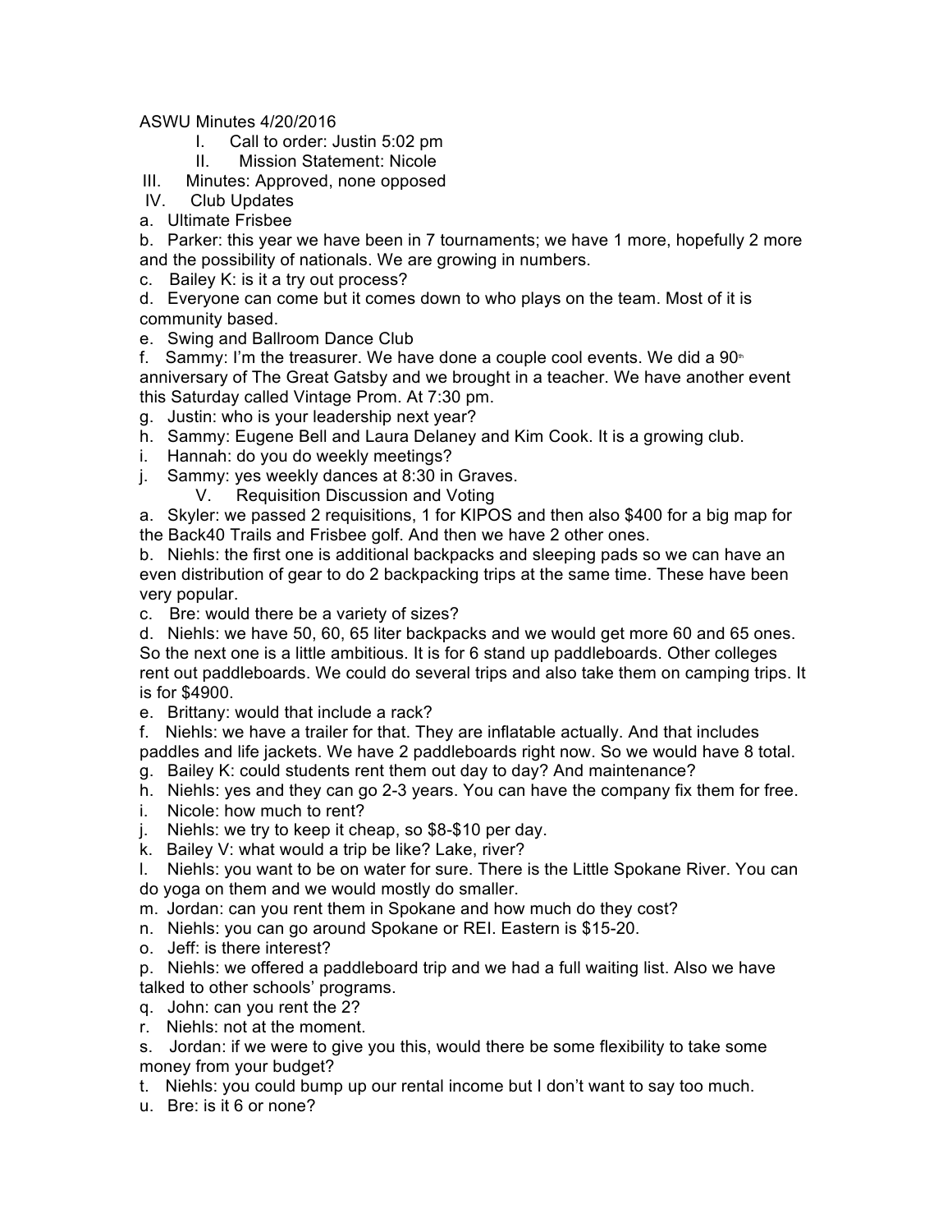ASWU Minutes 4/20/2016

I. Call to order: Justin 5:02 pm
II. Mission Statement: Nicole
III. Minutes: Approved, none opposed
IV. Club Updates

a. Ultimate Frisbee
b. Parker: this year we have been in 7 tournaments; we have 1 more, hopefully 2 more and the possibility of nationals. We are growing in numbers.
c. Bailey K: is it a try out process?
d. Everyone can come but it comes down to who plays on the team. Most of it is community based.
e. Swing and Ballroom Dance Club
f. Sammy: I'm the treasurer. We have done a couple cool events. We did a 90th anniversary of The Great Gatsby and we brought in a teacher. We have another event this Saturday called Vintage Prom. At 7:30 pm.
g. Justin: who is your leadership next year?
h. Sammy: Eugene Bell and Laura Delaney and Kim Cook. It is a growing club.
i. Hannah: do you do weekly meetings?
j. Sammy: yes weekly dances at 8:30 in Graves.

V. Requisition Discussion and Voting

a. Skyler: we passed 2 requisitions, 1 for KIPOS and then also $400 for a big map for the Back40 Trails and Frisbee golf. And then we have 2 other ones.
b. Niehls: the first one is additional backpacks and sleeping pads so we can have an even distribution of gear to do 2 backpacking trips at the same time. These have been very popular.
c. Bre: would there be a variety of sizes?
d. Niehls: we have 50, 60, 65 liter backpacks and we would get more 60 and 65 ones. So the next one is a little ambitious. It is for 6 stand up paddleboards. Other colleges rent out paddleboards. We could do several trips and also take them on camping trips. It is for $4900.
e. Brittany: would that include a rack?
f. Niehls: we have a trailer for that. They are inflatable actually. And that includes paddles and life jackets. We have 2 paddleboards right now. So we would have 8 total.
g. Bailey K: could students rent them out day to day? And maintenance?
h. Niehls: yes and they can go 2-3 years. You can have the company fix them for free.
i. Nicole: how much to rent?
j. Niehls: we try to keep it cheap, so $8-$10 per day.
k. Bailey V: what would a trip be like? Lake, river?
l. Niehls: you want to be on water for sure. There is the Little Spokane River. You can do yoga on them and we would mostly do smaller.
m. Jordan: can you rent them in Spokane and how much do they cost?
n. Niehls: you can go around Spokane or REI. Eastern is $15-20.
o. Jeff: is there interest?
p. Niehls: we offered a paddleboard trip and we had a full waiting list. Also we have talked to other schools' programs.
q. John: can you rent the 2?
r. Niehls: not at the moment.
s. Jordan: if we were to give you this, would there be some flexibility to take some money from your budget?
t. Niehls: you could bump up our rental income but I don't want to say too much.
u. Bre: is it 6 or none?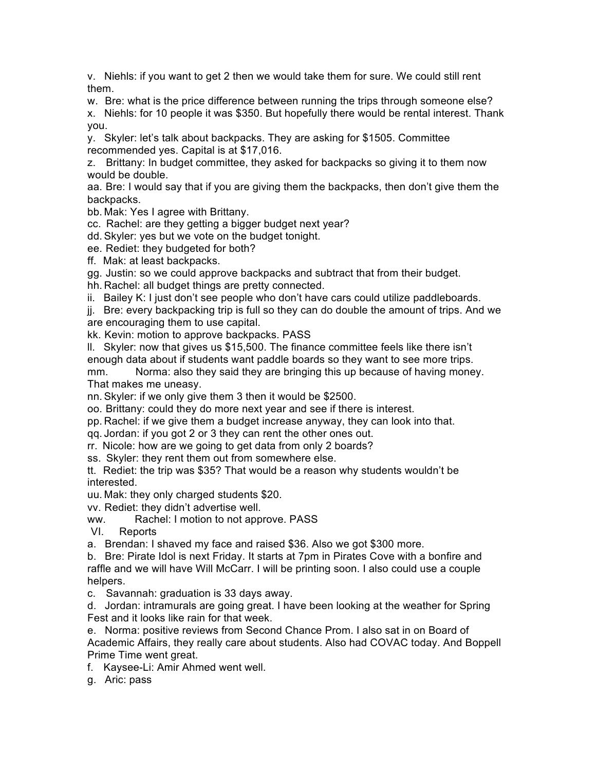v. Niehls: if you want to get 2 then we would take them for sure. We could still rent them.

w. Bre: what is the price difference between running the trips through someone else?

x. Niehls: for 10 people it was $350. But hopefully there would be rental interest. Thank you.

y. Skyler: let's talk about backpacks. They are asking for $1505. Committee recommended yes. Capital is at $17,016.

z. Brittany: In budget committee, they asked for backpacks so giving it to them now would be double.

aa. Bre: I would say that if you are giving them the backpacks, then don't give them the backpacks.

bb. Mak: Yes I agree with Brittany.

cc. Rachel: are they getting a bigger budget next year?

dd. Skyler: yes but we vote on the budget tonight.

ee. Rediet: they budgeted for both?

ff. Mak: at least backpacks.

gg. Justin: so we could approve backpacks and subtract that from their budget.

hh. Rachel: all budget things are pretty connected.

ii. Bailey K: I just don't see people who don't have cars could utilize paddleboards.

jj. Bre: every backpacking trip is full so they can do double the amount of trips. And we are encouraging them to use capital.

kk. Kevin: motion to approve backpacks. PASS

ll. Skyler: now that gives us $15,500. The finance committee feels like there isn't enough data about if students want paddle boards so they want to see more trips.

mm. Norma: also they said they are bringing this up because of having money. That makes me uneasy.

nn. Skyler: if we only give them 3 then it would be $2500.

oo. Brittany: could they do more next year and see if there is interest.

pp. Rachel: if we give them a budget increase anyway, they can look into that.

qq. Jordan: if you got 2 or 3 they can rent the other ones out.

rr. Nicole: how are we going to get data from only 2 boards?

ss. Skyler: they rent them out from somewhere else.

tt. Rediet: the trip was $35? That would be a reason why students wouldn't be interested.

uu. Mak: they only charged students $20.

vv. Rediet: they didn't advertise well.

ww. Rachel: I motion to not approve. PASS

VI. Reports

a. Brendan: I shaved my face and raised $36. Also we got $300 more.

b. Bre: Pirate Idol is next Friday. It starts at 7pm in Pirates Cove with a bonfire and raffle and we will have Will McCarr. I will be printing soon. I also could use a couple helpers.

c. Savannah: graduation is 33 days away.

d. Jordan: intramurals are going great. I have been looking at the weather for Spring Fest and it looks like rain for that week.

e. Norma: positive reviews from Second Chance Prom. I also sat in on Board of Academic Affairs, they really care about students. Also had COVAC today. And Boppell Prime Time went great.

f. Kaysee-Li: Amir Ahmed went well.

g. Aric: pass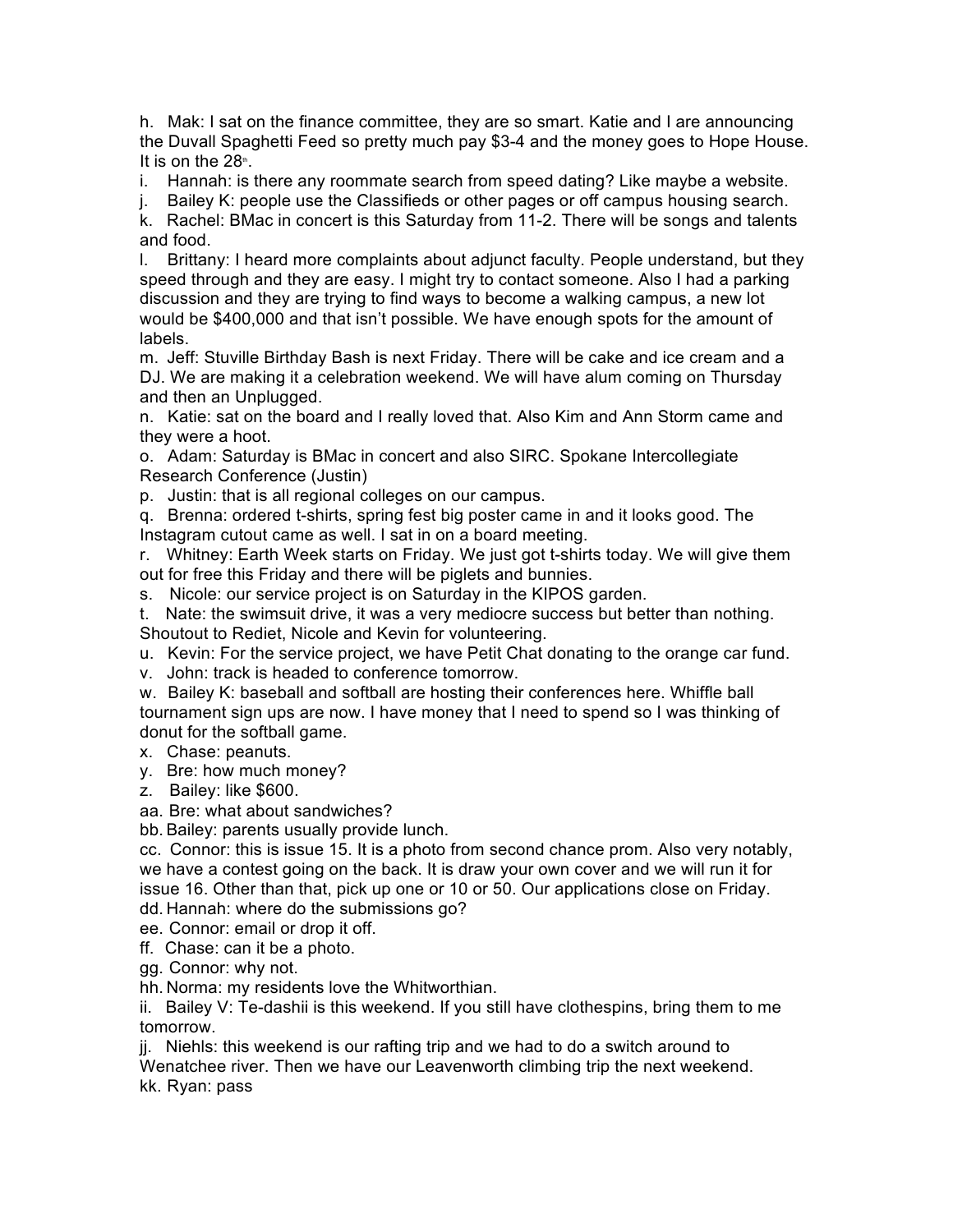h. Mak: I sat on the finance committee, they are so smart. Katie and I are announcing the Duvall Spaghetti Feed so pretty much pay $3-4 and the money goes to Hope House. It is on the 28th.

i. Hannah: is there any roommate search from speed dating? Like maybe a website.

j. Bailey K: people use the Classifieds or other pages or off campus housing search.

k. Rachel: BMac in concert is this Saturday from 11-2. There will be songs and talents and food.

l. Brittany: I heard more complaints about adjunct faculty. People understand, but they speed through and they are easy. I might try to contact someone. Also I had a parking discussion and they are trying to find ways to become a walking campus, a new lot would be $400,000 and that isn't possible. We have enough spots for the amount of labels.

m. Jeff: Stuville Birthday Bash is next Friday. There will be cake and ice cream and a DJ. We are making it a celebration weekend. We will have alum coming on Thursday and then an Unplugged.

n. Katie: sat on the board and I really loved that. Also Kim and Ann Storm came and they were a hoot.

o. Adam: Saturday is BMac in concert and also SIRC. Spokane Intercollegiate Research Conference (Justin)

p. Justin: that is all regional colleges on our campus.

q. Brenna: ordered t-shirts, spring fest big poster came in and it looks good. The Instagram cutout came as well. I sat in on a board meeting.

r. Whitney: Earth Week starts on Friday. We just got t-shirts today. We will give them out for free this Friday and there will be piglets and bunnies.

s. Nicole: our service project is on Saturday in the KIPOS garden.

t. Nate: the swimsuit drive, it was a very mediocre success but better than nothing. Shoutout to Rediet, Nicole and Kevin for volunteering.

u. Kevin: For the service project, we have Petit Chat donating to the orange car fund.

v. John: track is headed to conference tomorrow.

w. Bailey K: baseball and softball are hosting their conferences here. Whiffle ball tournament sign ups are now. I have money that I need to spend so I was thinking of donut for the softball game.

x. Chase: peanuts.

y. Bre: how much money?

z. Bailey: like $600.

aa. Bre: what about sandwiches?

bb. Bailey: parents usually provide lunch.

cc. Connor: this is issue 15. It is a photo from second chance prom. Also very notably, we have a contest going on the back. It is draw your own cover and we will run it for issue 16. Other than that, pick up one or 10 or 50. Our applications close on Friday.

dd. Hannah: where do the submissions go?

ee. Connor: email or drop it off.

ff. Chase: can it be a photo.

gg. Connor: why not.

hh. Norma: my residents love the Whitworthian.

ii. Bailey V: Te-dashii is this weekend. If you still have clothespins, bring them to me tomorrow.

jj. Niehls: this weekend is our rafting trip and we had to do a switch around to Wenatchee river. Then we have our Leavenworth climbing trip the next weekend.

kk. Ryan: pass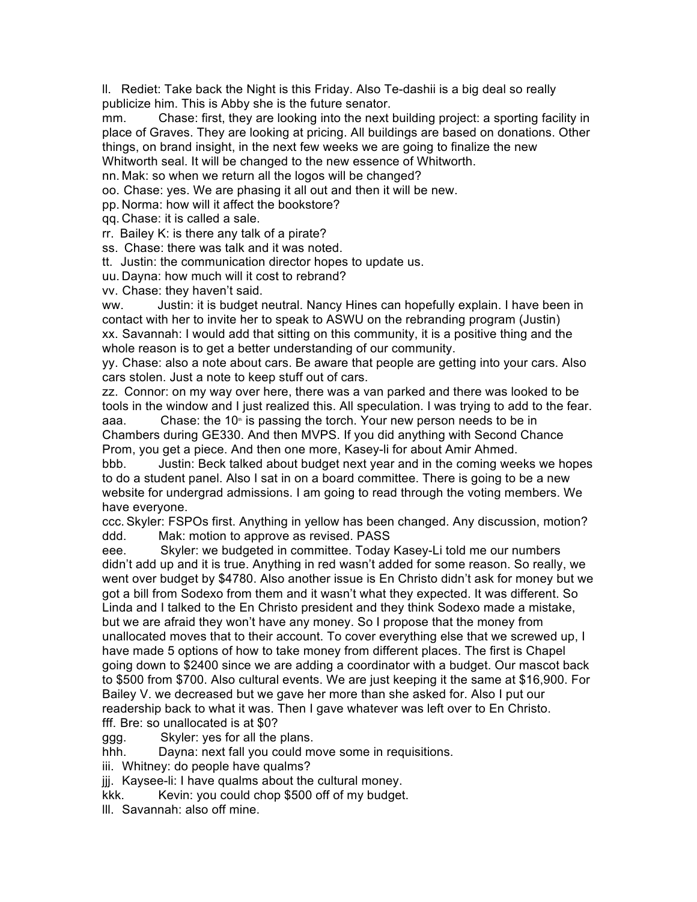ll. Rediet: Take back the Night is this Friday. Also Te-dashii is a big deal so really publicize him. This is Abby she is the future senator.

mm. Chase: first, they are looking into the next building project: a sporting facility in place of Graves. They are looking at pricing. All buildings are based on donations. Other things, on brand insight, in the next few weeks we are going to finalize the new Whitworth seal. It will be changed to the new essence of Whitworth.

nn. Mak: so when we return all the logos will be changed?

oo. Chase: yes. We are phasing it all out and then it will be new.

pp. Norma: how will it affect the bookstore?

qq. Chase: it is called a sale.

rr. Bailey K: is there any talk of a pirate?

ss. Chase: there was talk and it was noted.

tt. Justin: the communication director hopes to update us.

uu. Dayna: how much will it cost to rebrand?

vv. Chase: they haven't said.

ww. Justin: it is budget neutral. Nancy Hines can hopefully explain. I have been in contact with her to invite her to speak to ASWU on the rebranding program (Justin)

xx. Savannah: I would add that sitting on this community, it is a positive thing and the whole reason is to get a better understanding of our community.

yy. Chase: also a note about cars. Be aware that people are getting into your cars. Also cars stolen. Just a note to keep stuff out of cars.

zz. Connor: on my way over here, there was a van parked and there was looked to be tools in the window and I just realized this. All speculation. I was trying to add to the fear.

aaa. Chase: the 10th is passing the torch. Your new person needs to be in Chambers during GE330. And then MVPS. If you did anything with Second Chance Prom, you get a piece. And then one more, Kasey-li for about Amir Ahmed.

bbb. Justin: Beck talked about budget next year and in the coming weeks we hopes to do a student panel. Also I sat in on a board committee. There is going to be a new website for undergrad admissions. I am going to read through the voting members. We have everyone.

ccc. Skyler: FSPOs first. Anything in yellow has been changed. Any discussion, motion?

ddd. Mak: motion to approve as revised. PASS

eee. Skyler: we budgeted in committee. Today Kasey-Li told me our numbers didn't add up and it is true. Anything in red wasn't added for some reason. So really, we went over budget by $4780. Also another issue is En Christo didn't ask for money but we got a bill from Sodexo from them and it wasn't what they expected. It was different. So Linda and I talked to the En Christo president and they think Sodexo made a mistake, but we are afraid they won't have any money. So I propose that the money from unallocated moves that to their account. To cover everything else that we screwed up, I have made 5 options of how to take money from different places. The first is Chapel going down to $2400 since we are adding a coordinator with a budget. Our mascot back to $500 from $700. Also cultural events. We are just keeping it the same at $16,900. For Bailey V. we decreased but we gave her more than she asked for. Also I put our readership back to what it was. Then I gave whatever was left over to En Christo.

fff. Bre: so unallocated is at $0?

ggg. Skyler: yes for all the plans.

hhh. Dayna: next fall you could move some in requisitions.

iii. Whitney: do people have qualms?

jjj. Kaysee-li: I have qualms about the cultural money.

kkk. Kevin: you could chop $500 off of my budget.

lll. Savannah: also off mine.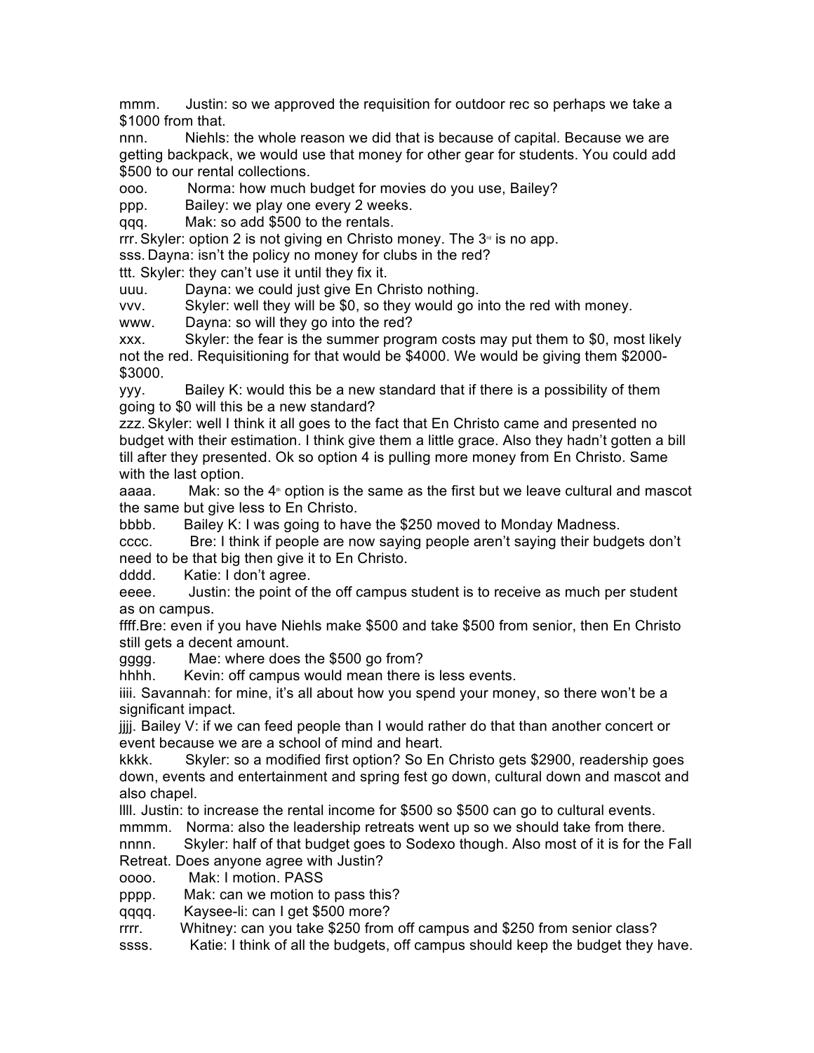mmm. Justin: so we approved the requisition for outdoor rec so perhaps we take a $1000 from that.

nnn. Niehls: the whole reason we did that is because of capital. Because we are getting backpack, we would use that money for other gear for students. You could add $500 to our rental collections.

ooo. Norma: how much budget for movies do you use, Bailey?

ppp. Bailey: we play one every 2 weeks.

qqq. Mak: so add $500 to the rentals.

rrr. Skyler: option 2 is not giving en Christo money. The 3rd is no app.

sss. Dayna: isn't the policy no money for clubs in the red?

ttt. Skyler: they can't use it until they fix it.

uuu. Dayna: we could just give En Christo nothing.

vvv. Skyler: well they will be $0, so they would go into the red with money.

www. Dayna: so will they go into the red?

xxx. Skyler: the fear is the summer program costs may put them to $0, most likely not the red. Requisitioning for that would be $4000. We would be giving them $2000-$3000.

yyy. Bailey K: would this be a new standard that if there is a possibility of them going to $0 will this be a new standard?

zzz. Skyler: well I think it all goes to the fact that En Christo came and presented no budget with their estimation. I think give them a little grace. Also they hadn't gotten a bill till after they presented. Ok so option 4 is pulling more money from En Christo. Same with the last option.

aaaa. Mak: so the 4th option is the same as the first but we leave cultural and mascot the same but give less to En Christo.

bbbb. Bailey K: I was going to have the $250 moved to Monday Madness.

cccc. Bre: I think if people are now saying people aren't saying their budgets don't need to be that big then give it to En Christo.

dddd. Katie: I don't agree.

eeee. Justin: the point of the off campus student is to receive as much per student as on campus.

ffff. Bre: even if you have Niehls make $500 and take $500 from senior, then En Christo still gets a decent amount.

gggg. Mae: where does the $500 go from?

hhhh. Kevin: off campus would mean there is less events.

iiii. Savannah: for mine, it's all about how you spend your money, so there won't be a significant impact.

jjjj. Bailey V: if we can feed people than I would rather do that than another concert or event because we are a school of mind and heart.

kkkk. Skyler: so a modified first option? So En Christo gets $2900, readership goes down, events and entertainment and spring fest go down, cultural down and mascot and also chapel.

llll. Justin: to increase the rental income for $500 so $500 can go to cultural events.

mmmm. Norma: also the leadership retreats went up so we should take from there.

nnnn. Skyler: half of that budget goes to Sodexo though. Also most of it is for the Fall Retreat. Does anyone agree with Justin?

oooo. Mak: I motion. PASS

pppp. Mak: can we motion to pass this?

qqqq. Kaysee-li: can I get $500 more?

rrrr. Whitney: can you take $250 from off campus and $250 from senior class?

ssss. Katie: I think of all the budgets, off campus should keep the budget they have.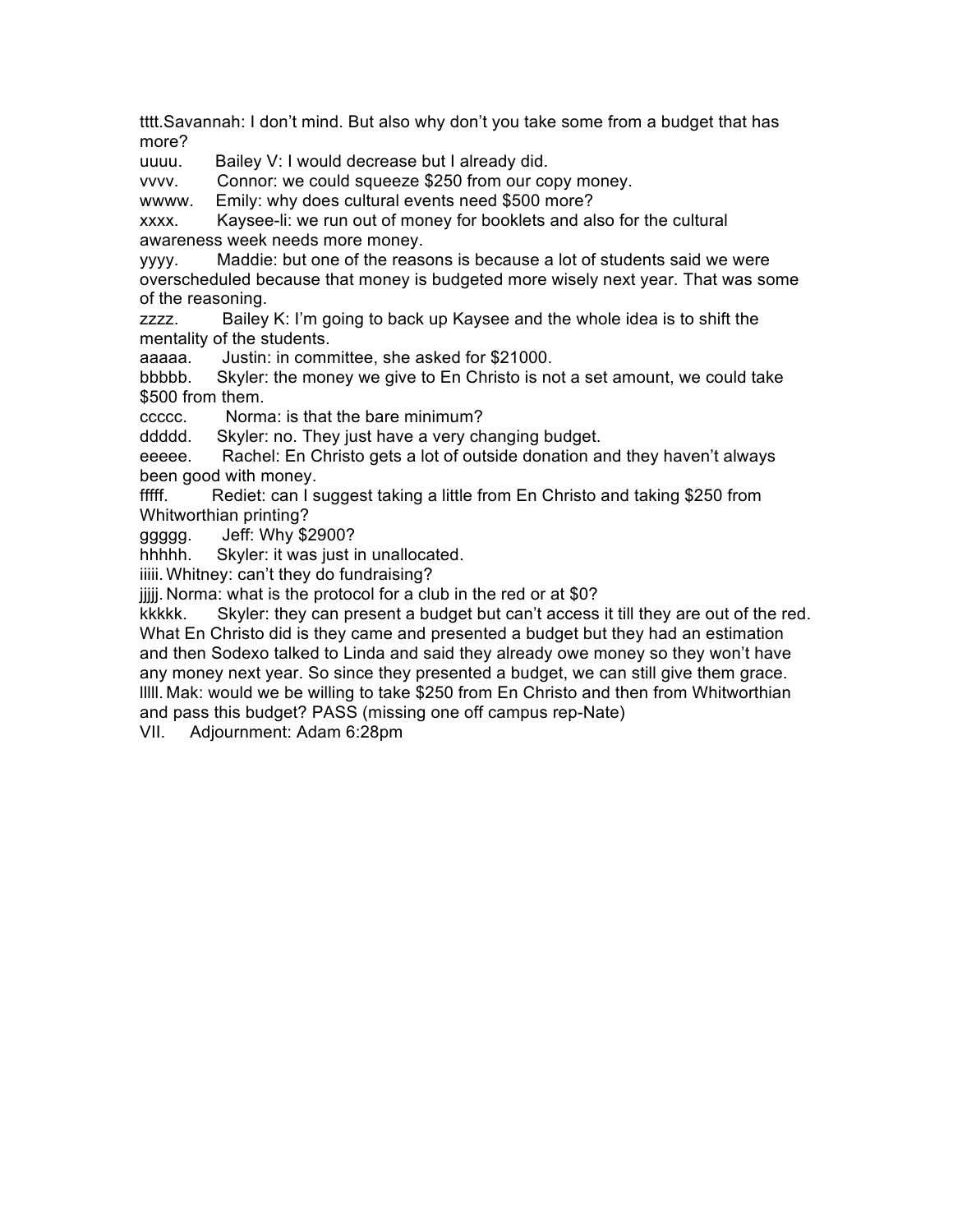tttt. Savannah: I don't mind. But also why don't you take some from a budget that has more?

uuuu. Bailey V: I would decrease but I already did.

vvvv. Connor: we could squeeze $250 from our copy money.

wwww. Emily: why does cultural events need $500 more?

xxxx. Kaysee-li: we run out of money for booklets and also for the cultural awareness week needs more money.

yyyy. Maddie: but one of the reasons is because a lot of students said we were overscheduled because that money is budgeted more wisely next year. That was some of the reasoning.

zzzz. Bailey K: I'm going to back up Kaysee and the whole idea is to shift the mentality of the students.

aaaaa. Justin: in committee, she asked for $21000.

bbbbb. Skyler: the money we give to En Christo is not a set amount, we could take $500 from them.

ccccc. Norma: is that the bare minimum?

ddddd. Skyler: no. They just have a very changing budget.

eeeee. Rachel: En Christo gets a lot of outside donation and they haven't always been good with money.

fffff. Rediet: can I suggest taking a little from En Christo and taking $250 from Whitworthian printing?

ggggg. Jeff: Why $2900?

hhhhh. Skyler: it was just in unallocated.

iiiii. Whitney: can't they do fundraising?

jjjjj. Norma: what is the protocol for a club in the red or at $0?

kkkkk. Skyler: they can present a budget but can't access it till they are out of the red. What En Christo did is they came and presented a budget but they had an estimation and then Sodexo talked to Linda and said they already owe money so they won't have any money next year. So since they presented a budget, we can still give them grace.

lllll. Mak: would we be willing to take $250 from En Christo and then from Whitworthian and pass this budget? PASS (missing one off campus rep-Nate)

VII. Adjournment: Adam 6:28pm